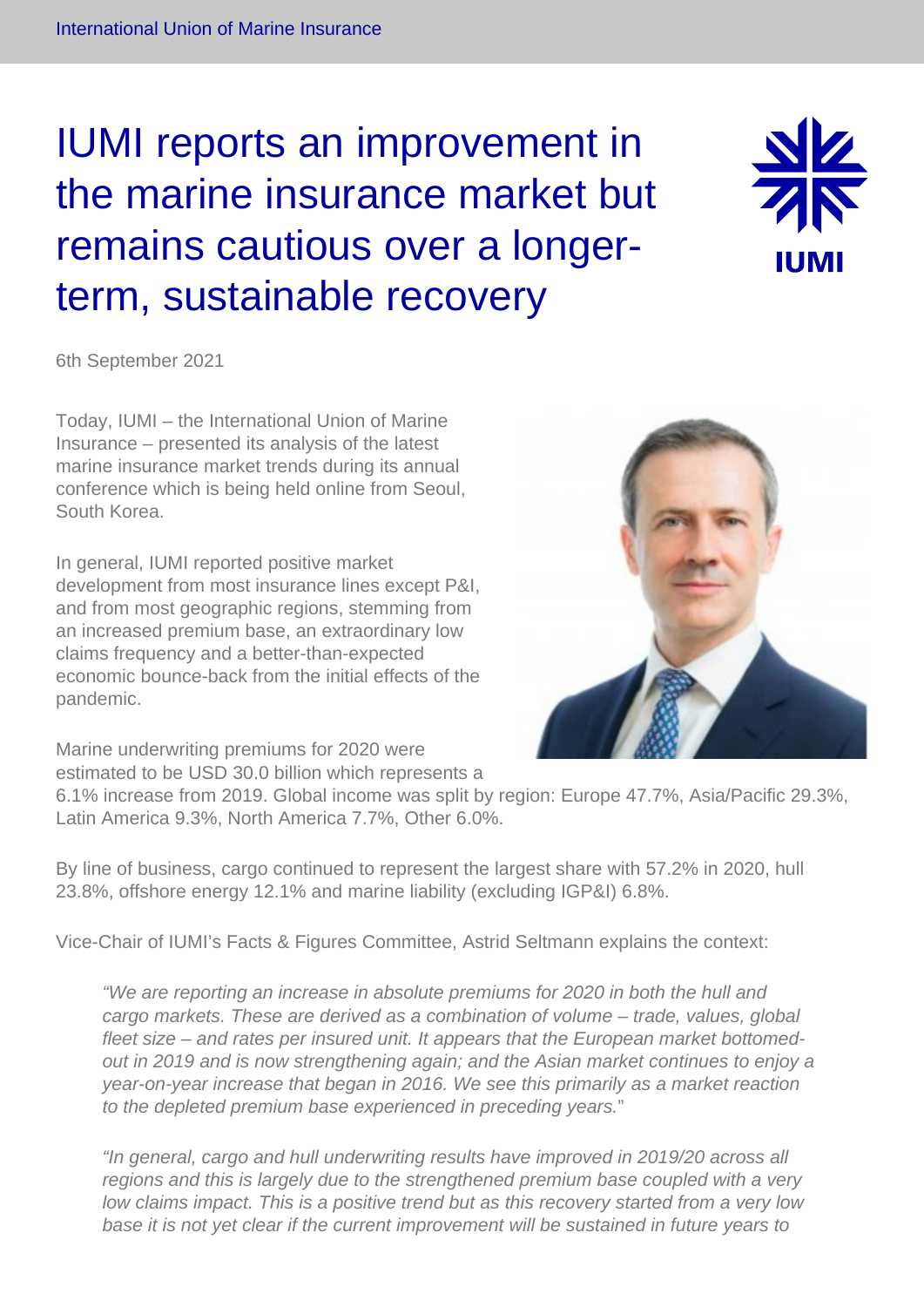# IUMI reports an improvement in the marine insurance market but remains cautious over a longer-term, sustainable recovery

6th September 2021

Today, IUMI – the International Union of Marine Insurance – presented its analysis of the latest marine insurance market trends during its annual conference which is being held online from Seoul, South Korea.

In general, IUMI reported positive market development from most insurance lines except P&I, and from most geographic regions, stemming from an increased premium base, an extraordinary low claims frequency and a better-than-expected economic bounce-back from the initial effects of the pandemic.

Marine underwriting premiums for 2020 were estimated to be USD 30.0 billion which represents a 6.1% increase from 2019. Global income was split by region: Europe 47.7%, Asia/Pacific 29.3%, Latin America 9.3%, North America 7.7%, Other 6.0%.

By line of business, cargo continued to represent the largest share with 57.2% in 2020, hull 23.8%, offshore energy 12.1% and marine liability (excluding IGP&I) 6.8%.

Vice-Chair of IUMI's Facts & Figures Committee, Astrid Seltmann explains the context:

> *"We are reporting an increase in absolute premiums for 2020 in both the hull and cargo markets. These are derived as a combination of volume – trade, values, global fleet size – and rates per insured unit. It appears that the European market bottomed-out in 2019 and is now strengthening again; and the Asian market continues to enjoy a year-on-year increase that began in 2016. We see this primarily as a market reaction to the depleted premium base experienced in preceding years.*"
>
> *"In general, cargo and hull underwriting results have improved in 2019/20 across all regions and this is largely due to the strengthened premium base coupled with a very low claims impact. This is a positive trend but as this recovery started from a very low base it is not yet clear if the current improvement will be sustained in future years to*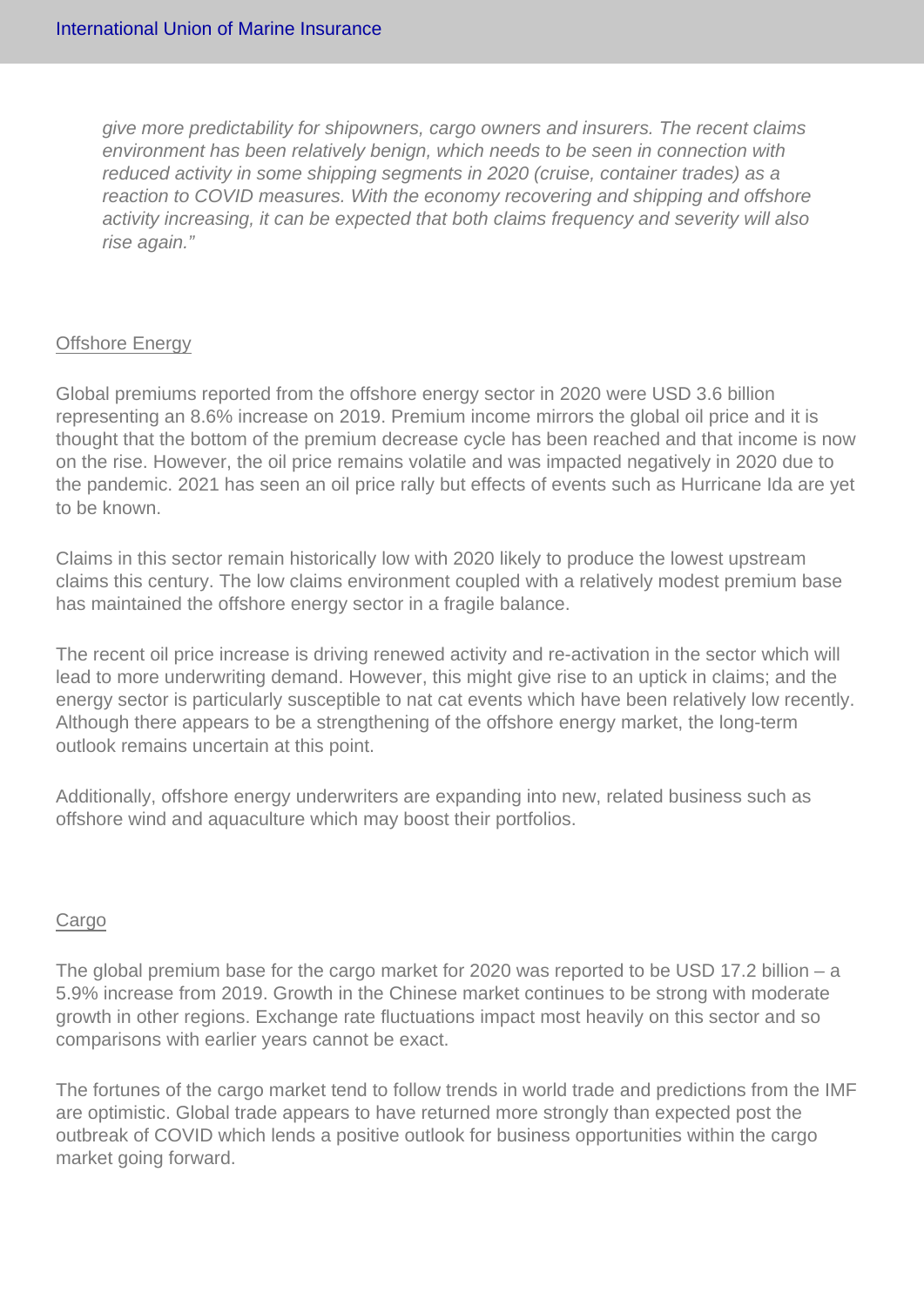*give more predictability for shipowners, cargo owners and insurers. The recent claims environment has been relatively benign, which needs to be seen in connection with reduced activity in some shipping segments in 2020 (cruise, container trades) as a reaction to COVID measures. With the economy recovering and shipping and offshore activity increasing, it can be expected that both claims frequency and severity will also rise again."*

## Offshore Energy

Global premiums reported from the offshore energy sector in 2020 were USD 3.6 billion representing an 8.6% increase on 2019. Premium income mirrors the global oil price and it is thought that the bottom of the premium decrease cycle has been reached and that income is now on the rise. However, the oil price remains volatile and was impacted negatively in 2020 due to the pandemic. 2021 has seen an oil price rally but effects of events such as Hurricane Ida are yet to be known.

Claims in this sector remain historically low with 2020 likely to produce the lowest upstream claims this century. The low claims environment coupled with a relatively modest premium base has maintained the offshore energy sector in a fragile balance.

The recent oil price increase is driving renewed activity and re-activation in the sector which will lead to more underwriting demand. However, this might give rise to an uptick in claims; and the energy sector is particularly susceptible to nat cat events which have been relatively low recently. Although there appears to be a strengthening of the offshore energy market, the long-term outlook remains uncertain at this point.

Additionally, offshore energy underwriters are expanding into new, related business such as offshore wind and aquaculture which may boost their portfolios.

## Cargo

The global premium base for the cargo market for 2020 was reported to be USD 17.2 billion – a 5.9% increase from 2019. Growth in the Chinese market continues to be strong with moderate growth in other regions. Exchange rate fluctuations impact most heavily on this sector and so comparisons with earlier years cannot be exact.

The fortunes of the cargo market tend to follow trends in world trade and predictions from the IMF are optimistic. Global trade appears to have returned more strongly than expected post the outbreak of COVID which lends a positive outlook for business opportunities within the cargo market going forward.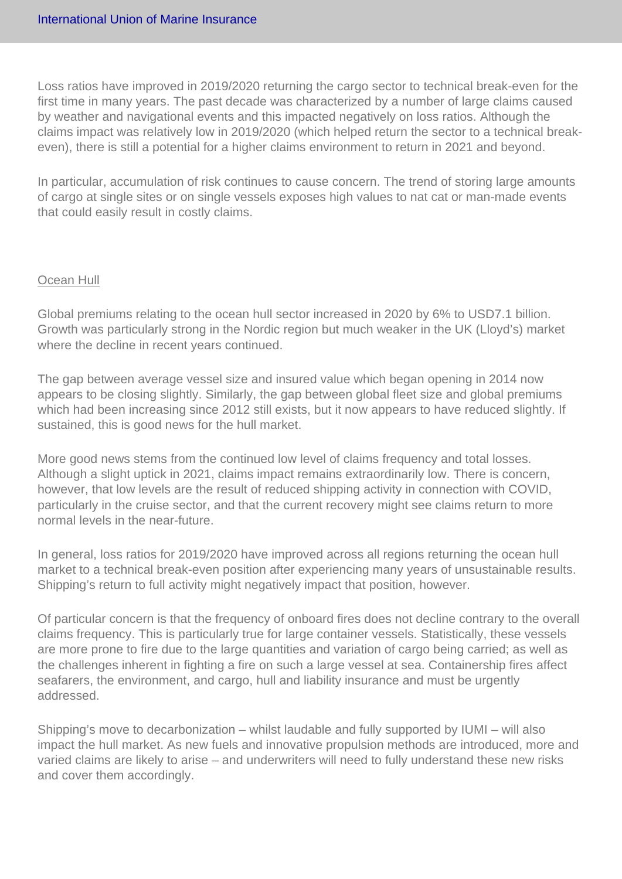Loss ratios have improved in 2019/2020 returning the cargo sector to technical break-even for the first time in many years. The past decade was characterized by a number of large claims caused by weather and navigational events and this impacted negatively on loss ratios. Although the claims impact was relatively low in 2019/2020 (which helped return the sector to a technical break-even), there is still a potential for a higher claims environment to return in 2021 and beyond.

In particular, accumulation of risk continues to cause concern. The trend of storing large amounts of cargo at single sites or on single vessels exposes high values to nat cat or man-made events that could easily result in costly claims.

## Ocean Hull

Global premiums relating to the ocean hull sector increased in 2020 by 6% to USD7.1 billion. Growth was particularly strong in the Nordic region but much weaker in the UK (Lloyd's) market where the decline in recent years continued.

The gap between average vessel size and insured value which began opening in 2014 now appears to be closing slightly. Similarly, the gap between global fleet size and global premiums which had been increasing since 2012 still exists, but it now appears to have reduced slightly. If sustained, this is good news for the hull market.

More good news stems from the continued low level of claims frequency and total losses. Although a slight uptick in 2021, claims impact remains extraordinarily low. There is concern, however, that low levels are the result of reduced shipping activity in connection with COVID, particularly in the cruise sector, and that the current recovery might see claims return to more normal levels in the near-future.

In general, loss ratios for 2019/2020 have improved across all regions returning the ocean hull market to a technical break-even position after experiencing many years of unsustainable results. Shipping's return to full activity might negatively impact that position, however.

Of particular concern is that the frequency of onboard fires does not decline contrary to the overall claims frequency. This is particularly true for large container vessels. Statistically, these vessels are more prone to fire due to the large quantities and variation of cargo being carried; as well as the challenges inherent in fighting a fire on such a large vessel at sea. Containership fires affect seafarers, the environment, and cargo, hull and liability insurance and must be urgently addressed.

Shipping's move to decarbonization – whilst laudable and fully supported by IUMI – will also impact the hull market. As new fuels and innovative propulsion methods are introduced, more and varied claims are likely to arise – and underwriters will need to fully understand these new risks and cover them accordingly.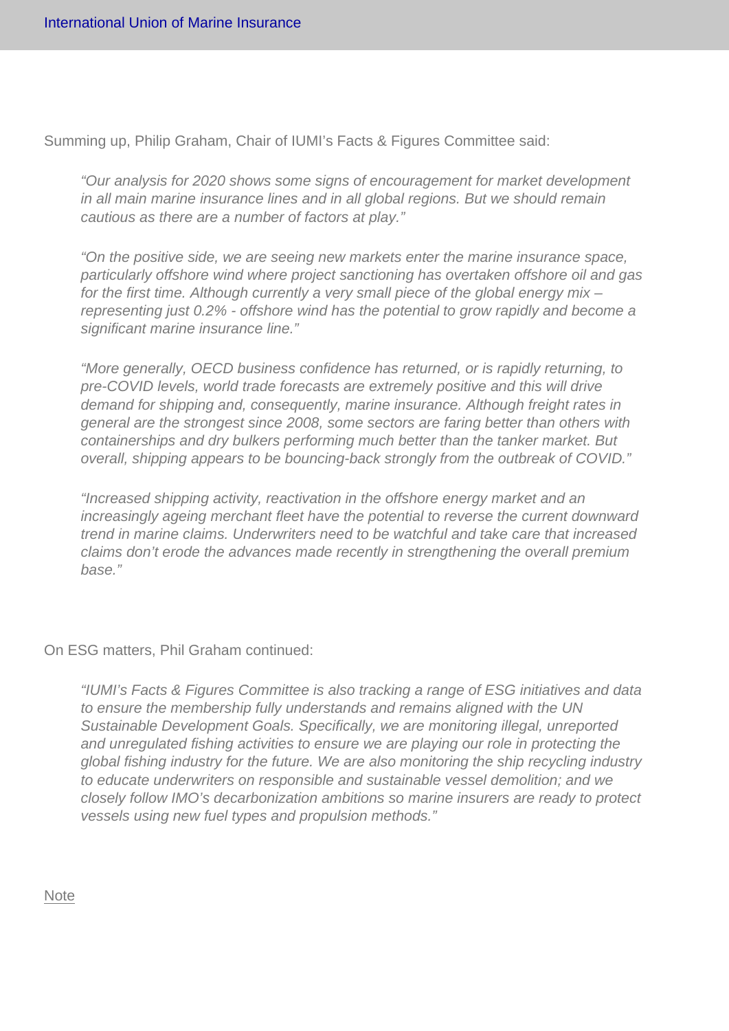Summing up, Philip Graham, Chair of IUMI's Facts & Figures Committee said:

> *"Our analysis for 2020 shows some signs of encouragement for market development in all main marine insurance lines and in all global regions. But we should remain cautious as there are a number of factors at play."*
>
> *"On the positive side, we are seeing new markets enter the marine insurance space, particularly offshore wind where project sanctioning has overtaken offshore oil and gas for the first time. Although currently a very small piece of the global energy mix – representing just 0.2% - offshore wind has the potential to grow rapidly and become a significant marine insurance line."*
>
> *"More generally, OECD business confidence has returned, or is rapidly returning, to pre-COVID levels, world trade forecasts are extremely positive and this will drive demand for shipping and, consequently, marine insurance. Although freight rates in general are the strongest since 2008, some sectors are faring better than others with containerships and dry bulkers performing much better than the tanker market. But overall, shipping appears to be bouncing-back strongly from the outbreak of COVID."*
>
> *"Increased shipping activity, reactivation in the offshore energy market and an increasingly ageing merchant fleet have the potential to reverse the current downward trend in marine claims. Underwriters need to be watchful and take care that increased claims don't erode the advances made recently in strengthening the overall premium base."*

On ESG matters, Phil Graham continued:

> *"IUMI's Facts & Figures Committee is also tracking a range of ESG initiatives and data to ensure the membership fully understands and remains aligned with the UN Sustainable Development Goals. Specifically, we are monitoring illegal, unreported and unregulated fishing activities to ensure we are playing our role in protecting the global fishing industry for the future. We are also monitoring the ship recycling industry to educate underwriters on responsible and sustainable vessel demolition; and we closely follow IMO's decarbonization ambitions so marine insurers are ready to protect vessels using new fuel types and propulsion methods."*

Note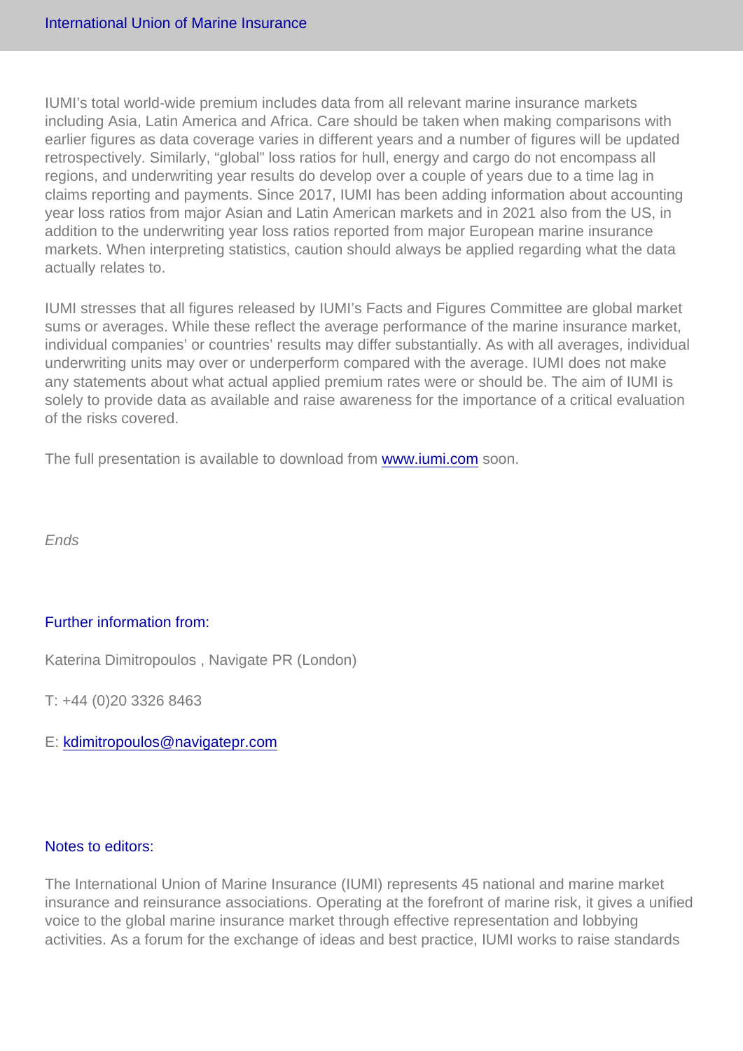IUMI's total world-wide premium includes data from all relevant marine insurance markets including Asia, Latin America and Africa. Care should be taken when making comparisons with earlier figures as data coverage varies in different years and a number of figures will be updated retrospectively. Similarly, "global" loss ratios for hull, energy and cargo do not encompass all regions, and underwriting year results do develop over a couple of years due to a time lag in claims reporting and payments. Since 2017, IUMI has been adding information about accounting year loss ratios from major Asian and Latin American markets and in 2021 also from the US, in addition to the underwriting year loss ratios reported from major European marine insurance markets. When interpreting statistics, caution should always be applied regarding what the data actually relates to.

IUMI stresses that all figures released by IUMI's Facts and Figures Committee are global market sums or averages. While these reflect the average performance of the marine insurance market, individual companies' or countries' results may differ substantially. As with all averages, individual underwriting units may over or underperform compared with the average. IUMI does not make any statements about what actual applied premium rates were or should be. The aim of IUMI is solely to provide data as available and raise awareness for the importance of a critical evaluation of the risks covered.

The full presentation is available to download from [www.iumi.com](http://www.iumi.com) soon.

*Ends*

### Further information from:

Katerina Dimitropoulos , Navigate PR (London)

T: +44 (0)20 3326 8463

E: [kdimitropoulos@navigatepr.com](mailto:kdimitropoulos@navigatepr.com)

### Notes to editors:

The International Union of Marine Insurance (IUMI) represents 45 national and marine market insurance and reinsurance associations. Operating at the forefront of marine risk, it gives a unified voice to the global marine insurance market through effective representation and lobbying activities. As a forum for the exchange of ideas and best practice, IUMI works to raise standards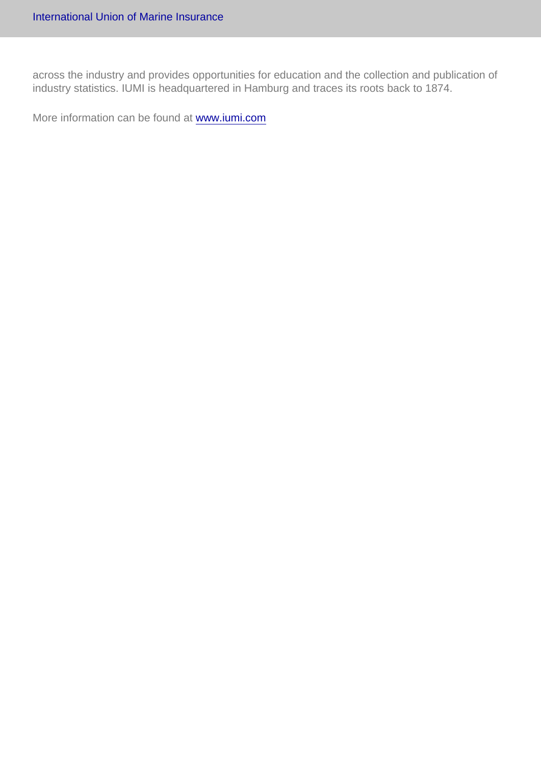across the industry and provides opportunities for education and the collection and publication of industry statistics. IUMI is headquartered in Hamburg and traces its roots back to 1874.

More information can be found at [www.iumi.com](http://www.iumi.com)